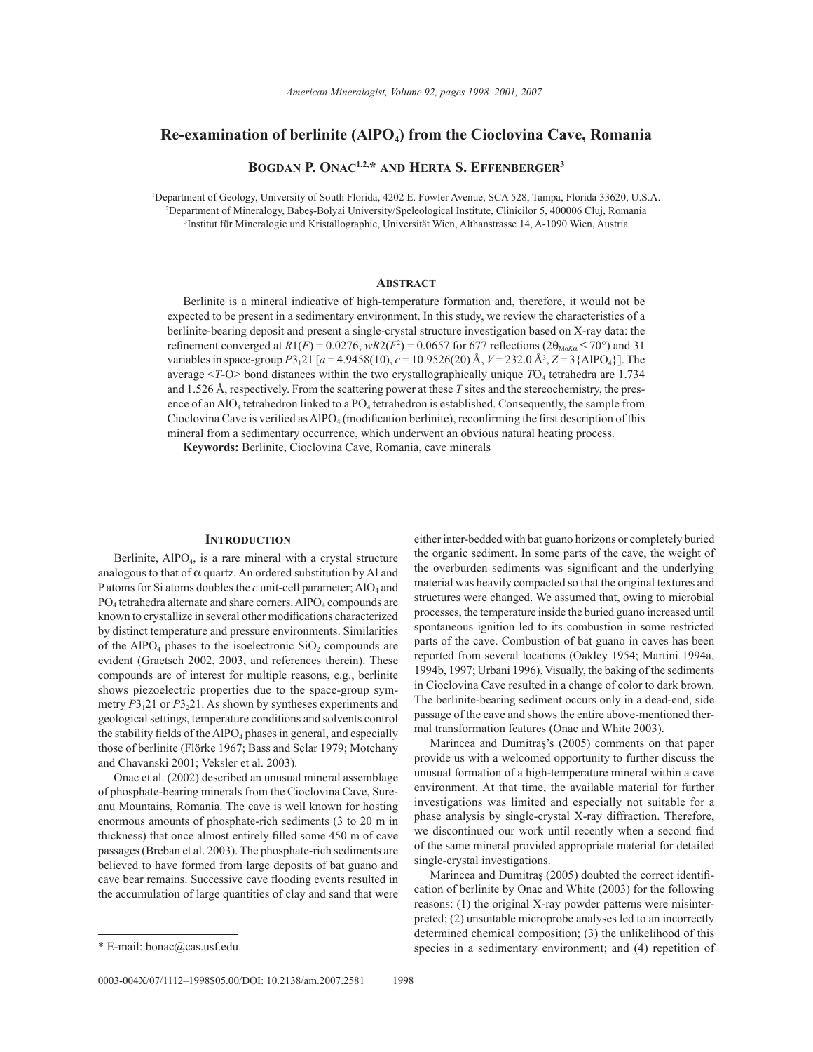# Re-examination of berlinite ($AlPO_4$) from the Cioclovina Cave, Romania

**Bogdan P. Onac**[1,2,*] **and Herta S. Effenberger**[3]

[1]Department of Geology, University of South Florida, 4202 E. Fowler Avenue, SCA 528, Tampa, Florida 33620, U.S.A.
[2]Department of Mineralogy, Babeş-Bolyai University/Speleological Institute, Clinicilor 5, 400006 Cluj, Romania
[3]Institut für Mineralogie und Kristallographie, Universität Wien, Althanstrasse 14, A-1090 Wien, Austria

## Abstract

Berlinite is a mineral indicative of high-temperature formation and, therefore, it would not be expected to be present in a sedimentary environment. In this study, we review the characteristics of a berlinite-bearing deposit and present a single-crystal structure investigation based on X-ray data: the refinement converged at $R1(F) = 0.0276$, $wR2(F^2) = 0.0657$ for 677 reflections ($2\theta_{MoK\alpha} \leq 70°$) and 31 variables in space-group $P3_121$ [$a = 4.9458(10)$, $c = 10.9526(20)$ Å, $V = 232.0$ Å$^3$, $Z = 3\{AlPO_4\}$]. The average $\langle T\text{-O}\rangle$ bond distances within the two crystallographically unique $TO_4$ tetrahedra are 1.734 and 1.526 Å, respectively. From the scattering power at these $T$ sites and the stereochemistry, the presence of an $AlO_4$ tetrahedron linked to a $PO_4$ tetrahedron is established. Consequently, the sample from Cioclovina Cave is verified as $AlPO_4$ (modification berlinite), reconfirming the first description of this mineral from a sedimentary occurrence, which underwent an obvious natural heating process.

**Keywords:** Berlinite, Cioclovina Cave, Romania, cave minerals

## Introduction

Berlinite, $AlPO_4$, is a rare mineral with a crystal structure analogous to that of α quartz. An ordered substitution by Al and P atoms for Si atoms doubles the $c$ unit-cell parameter; $AlO_4$ and $PO_4$ tetrahedra alternate and share corners. $AlPO_4$ compounds are known to crystallize in several other modifications characterized by distinct temperature and pressure environments. Similarities of the $AlPO_4$ phases to the isoelectronic $SiO_2$ compounds are evident (Graetsch 2002, 2003, and references therein). These compounds are of interest for multiple reasons, e.g., berlinite shows piezoelectric properties due to the space-group symmetry $P3_121$ or $P3_221$. As shown by syntheses experiments and geological settings, temperature conditions and solvents control the stability fields of the $AlPO_4$ phases in general, and especially those of berlinite (Flörke 1967; Bass and Sclar 1979; Motchany and Chavanski 2001; Veksler et al. 2003).

Onac et al. (2002) described an unusual mineral assemblage of phosphate-bearing minerals from the Cioclovina Cave, Sureanu Mountains, Romania. The cave is well known for hosting enormous amounts of phosphate-rich sediments (3 to 20 m in thickness) that once almost entirely filled some 450 m of cave passages (Breban et al. 2003). The phosphate-rich sediments are believed to have formed from large deposits of bat guano and cave bear remains. Successive cave flooding events resulted in the accumulation of large quantities of clay and sand that were either inter-bedded with bat guano horizons or completely buried the organic sediment. In some parts of the cave, the weight of the overburden sediments was significant and the underlying material was heavily compacted so that the original textures and structures were changed. We assumed that, owing to microbial processes, the temperature inside the buried guano increased until spontaneous ignition led to its combustion in some restricted parts of the cave. Combustion of bat guano in caves has been reported from several locations (Oakley 1954; Martini 1994a, 1994b, 1997; Urbani 1996). Visually, the baking of the sediments in Cioclovina Cave resulted in a change of color to dark brown. The berlinite-bearing sediment occurs only in a dead-end, side passage of the cave and shows the entire above-mentioned thermal transformation features (Onac and White 2003).

Marincea and Dumitraş's (2005) comments on that paper provide us with a welcomed opportunity to further discuss the unusual formation of a high-temperature mineral within a cave environment. At that time, the available material for further investigations was limited and especially not suitable for a phase analysis by single-crystal X-ray diffraction. Therefore, we discontinued our work until recently when a second find of the same mineral provided appropriate material for detailed single-crystal investigations.

Marincea and Dumitraş (2005) doubted the correct identification of berlinite by Onac and White (2003) for the following reasons: (1) the original X-ray powder patterns were misinterpreted; (2) unsuitable microprobe analyses led to an incorrectly determined chemical composition; (3) the unlikelihood of this species in a sedimentary environment; and (4) repetition of

* E-mail: bonac@cas.usf.edu

0003-004X/07/1112–1998$05.00/DOI: 10.2138/am.2007.2581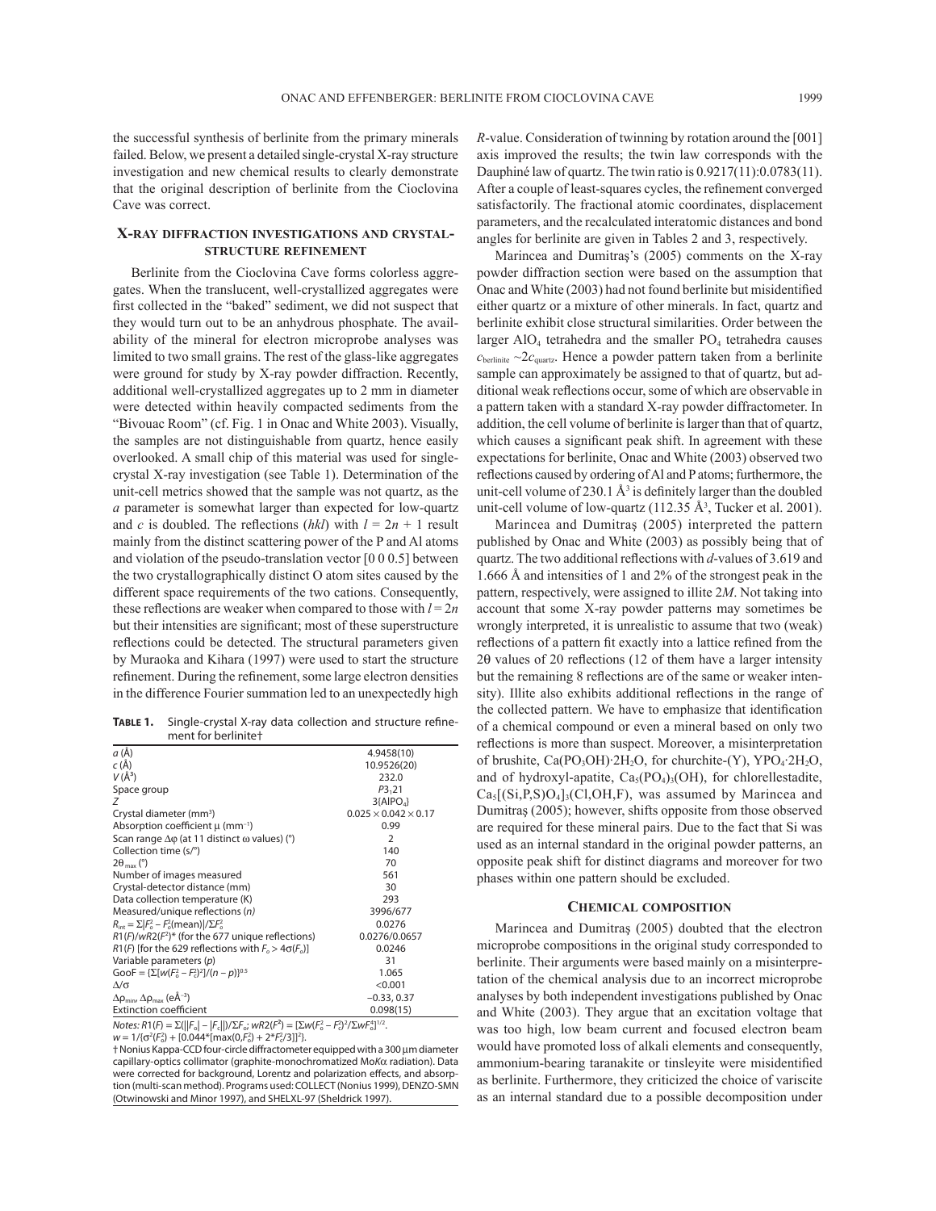the successful synthesis of berlinite from the primary minerals failed. Below, we present a detailed single-crystal X-ray structure investigation and new chemical results to clearly demonstrate that the original description of berlinite from the Cioclovina Cave was correct.

## X-ray diffraction investigations and crystal-structure refinement

Berlinite from the Cioclovina Cave forms colorless aggregates. When the translucent, well-crystallized aggregates were first collected in the "baked" sediment, we did not suspect that they would turn out to be an anhydrous phosphate. The availability of the mineral for electron microprobe analyses was limited to two small grains. The rest of the glass-like aggregates were ground for study by X-ray powder diffraction. Recently, additional well-crystallized aggregates up to 2 mm in diameter were detected within heavily compacted sediments from the "Bivouac Room" (cf. Fig. 1 in Onac and White 2003). Visually, the samples are not distinguishable from quartz, hence easily overlooked. A small chip of this material was used for single-crystal X-ray investigation (see Table 1). Determination of the unit-cell metrics showed that the sample was not quartz, as the *a* parameter is somewhat larger than expected for low-quartz and *c* is doubled. The reflections (*hkl*) with $l = 2n + 1$ result mainly from the distinct scattering power of the P and Al atoms and violation of the pseudo-translation vector [0 0 0.5] between the two crystallographically distinct O atom sites caused by the different space requirements of the two cations. Consequently, these reflections are weaker when compared to those with $l = 2n$ but their intensities are significant; most of these superstructure reflections could be detected. The structural parameters given by Muraoka and Kihara (1997) were used to start the structure refinement. During the refinement, some large electron densities in the difference Fourier summation led to an unexpectedly high *R*-value. Consideration of twinning by rotation around the [001] axis improved the results; the twin law corresponds with the Dauphiné law of quartz. The twin ratio is 0.9217(11):0.0783(11). After a couple of least-squares cycles, the refinement converged satisfactorily. The fractional atomic coordinates, displacement parameters, and the recalculated interatomic distances and bond angles for berlinite are given in Tables 2 and 3, respectively.

**Table 1.** Single-crystal X-ray data collection and structure refinement for berlinite†

| | |
|---|---|
| *a* (Å) | 4.9458(10) |
| *c* (Å) | 10.9526(20) |
| *V* (Å$^3$) | 232.0 |
| Space group | $P3_121$ |
| *Z* | 3{$AlPO_4$} |
| Crystal diameter (mm$^3$) | 0.025 × 0.042 × 0.17 |
| Absorption coefficient μ (mm$^{-1}$) | 0.99 |
| Scan range Δφ (at 11 distinct ω values) (°) | 2 |
| Collection time (s/°) | 140 |
| $2\theta_{max}$ (°) | 70 |
| Number of images measured | 561 |
| Crystal-detector distance (mm) | 30 |
| Data collection temperature (K) | 293 |
| Measured/unique reflections (*n*) | 3996/677 |
| $R_{int} = \Sigma\|F_o^2 - F_o^2(\text{mean})\|/\Sigma F_o^2$ | 0.0276 |
| $R1(F)/wR2(F^2)$* (for the 677 unique reflections) | 0.0276/0.0657 |
| $R1(F)$ [for the 629 reflections with $F_o > 4\sigma(F_o)$] | 0.0246 |
| Variable parameters (*p*) | 31 |
| GooF = $\{\Sigma[w(F_o^2 - F_c^2)^2]/(n-p)\}^{0.5}$ | 1.065 |
| Δ/σ | <0.001 |
| $\Delta\rho_{min}$, $\Delta\rho_{max}$ (eÅ$^{-3}$) | −0.33, 0.37 |
| Extinction coefficient | 0.098(15) |

*Notes:* $R1(F) = \Sigma(\|F_o\| - \|F_c\|)/\Sigma F_o$; $wR2(F^2) = [\Sigma w(F_o^2 - F_c^2)^2/\Sigma wF_o^4]^{1/2}$.
$w = 1/\{\sigma^2(F_o^2) + [0.044*[\max(0,F_o^2) + 2*F_c^2/3]]^2\}$.
† Nonius Kappa-CCD four-circle diffractometer equipped with a 300 μm diameter capillary-optics collimator (graphite-monochromatized Mo*K*α radiation). Data were corrected for background, Lorentz and polarization effects, and absorption (multi-scan method). Programs used: COLLECT (Nonius 1999), DENZO-SMN (Otwinowski and Minor 1997), and SHELXL-97 (Sheldrick 1997).

Marincea and Dumitraş's (2005) comments on the X-ray powder diffraction section were based on the assumption that Onac and White (2003) had not found berlinite but misidentified either quartz or a mixture of other minerals. In fact, quartz and berlinite exhibit close structural similarities. Order between the larger $AlO_4$ tetrahedra and the smaller $PO_4$ tetrahedra causes $c_{berlinite} \sim 2c_{quartz}$. Hence a powder pattern taken from a berlinite sample can approximately be assigned to that of quartz, but additional weak reflections occur, some of which are observable in a pattern taken with a standard X-ray powder diffractometer. In addition, the cell volume of berlinite is larger than that of quartz, which causes a significant peak shift. In agreement with these expectations for berlinite, Onac and White (2003) observed two reflections caused by ordering of Al and P atoms; furthermore, the unit-cell volume of 230.1 Å$^3$ is definitely larger than the doubled unit-cell volume of low-quartz (112.35 Å$^3$, Tucker et al. 2001).

Marincea and Dumitraş (2005) interpreted the pattern published by Onac and White (2003) as possibly being that of quartz. The two additional reflections with *d*-values of 3.619 and 1.666 Å and intensities of 1 and 2% of the strongest peak in the pattern, respectively, were assigned to illite 2*M*. Not taking into account that some X-ray powder patterns may sometimes be wrongly interpreted, it is unrealistic to assume that two (weak) reflections of a pattern fit exactly into a lattice refined from the 2θ values of 20 reflections (12 of them have a larger intensity but the remaining 8 reflections are of the same or weaker intensity). Illite also exhibits additional reflections in the range of the collected pattern. We have to emphasize that identification of a chemical compound or even a mineral based on only two reflections is more than suspect. Moreover, a misinterpretation of brushite, $Ca(PO_3OH)\cdot 2H_2O$, for churchite-(Y), $YPO_4\cdot 2H_2O$, and of hydroxyl-apatite, $Ca_5(PO_4)_3(OH)$, for chlorellestadite, $Ca_5[(Si,P,S)O_4]_3(Cl,OH,F)$, was assumed by Marincea and Dumitraş (2005); however, shifts opposite from those observed are required for these mineral pairs. Due to the fact that Si was used as an internal standard in the original powder patterns, an opposite peak shift for distinct diagrams and moreover for two phases within one pattern should be excluded.

## Chemical composition

Marincea and Dumitraş (2005) doubted that the electron microprobe compositions in the original study corresponded to berlinite. Their arguments were based mainly on a misinterpretation of the chemical analysis due to an incorrect microprobe analyses by both independent investigations published by Onac and White (2003). They argue that an excitation voltage that was too high, low beam current and focused electron beam would have promoted loss of alkali elements and consequently, ammonium-bearing taranakite or tinsleyite were misidentified as berlinite. Furthermore, they criticized the choice of variscite as an internal standard due to a possible decomposition under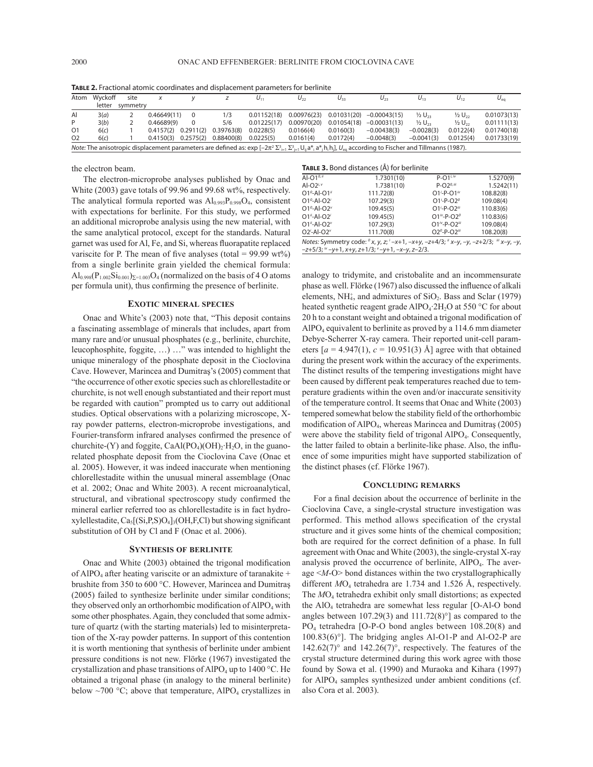**Table 2.** Fractional atomic coordinates and displacement parameters for berlinite

| Atom | Wyckoff letter | site symmetry | $x$ | $y$ | $z$ | $U_{11}$ | $U_{22}$ | $U_{33}$ | $U_{23}$ | $U_{13}$ | $U_{12}$ | $U_{eq}$ |
|---|---|---|---|---|---|---|---|---|---|---|---|---|
| Al | 3(*a*) | 2 | 0.46649(11) | 0 | 1/3 | 0.01152(18) | 0.00976(23) | 0.01031(20) | −0.00043(15) | ½ $U_{23}$ | ½ $U_{22}$ | 0.01073(13) |
| P | 3(*b*) | 2 | 0.46689(9) | 0 | 5/6 | 0.01225(17) | 0.00970(20) | 0.01054(18) | −0.00031(13) | ½ $U_{23}$ | ½ $U_{22}$ | 0.01111(13) |
| O1 | 6(*c*) | 1 | 0.4157(2) | 0.2911(2) | 0.39763(8) | 0.0228(5) | 0.0166(4) | 0.0160(3) | −0.00438(3) | −0.0028(3) | 0.0122(4) | 0.01740(18) |
| O2 | 6(*c*) | 1 | 0.4150(3) | 0.2575(2) | 0.88400(8) | 0.0225(5) | 0.0161(4) | 0.0172(4) | −0.0048(3) | −0.0041(3) | 0.0125(4) | 0.01733(19) |

*Note:* The anisotropic displacement parameters are defined as: $\exp[-2\pi^2 \Sigma^3_{i=1} \Sigma^3_{j=1} U_{ij} a^*_i a^*_j h_i h_j]$, $U_{eq}$ according to Fischer and Tillmanns (1987).

the electron beam.

The electron-microprobe analyses published by Onac and White (2003) gave totals of 99.96 and 99.68 wt%, respectively. The analytical formula reported was $Al_{0.993}P_{0.998}O_4$, consistent with expectations for berlinite. For this study, we performed an additional microprobe analysis using the new material, with the same analytical protocol, except for the standards. Natural garnet was used for Al, Fe, and Si, whereas fluorapatite replaced variscite for P. The mean of five analyses (total = 99.99 wt%) from a single berlinite grain yielded the chemical formula: $Al_{0.998}(P_{1.002}Si_{0.001})_{\Sigma=1.003}O_4$ (normalized on the basis of 4 O atoms per formula unit), thus confirming the presence of berlinite.

## Exotic mineral species

Onac and White's (2003) note that, "This deposit contains a fascinating assemblage of minerals that includes, apart from many rare and/or unusual phosphates (e.g., berlinite, churchite, leucophosphite, foggite, …) …" was intended to highlight the unique mineralogy of the phosphate deposit in the Cioclovina Cave. However, Marincea and Dumitraş's (2005) comment that "the occurrence of other exotic species such as chlorellestadite or churchite, is not well enough substantiated and their report must be regarded with caution" prompted us to carry out additional studies. Optical observations with a polarizing microscope, X-ray powder patterns, electron-microprobe investigations, and Fourier-transform infrared analyses confirmed the presence of churchite-(Y) and foggite, $CaAl(PO_4)(OH)_2 \cdot H_2O$, in the guano-related phosphate deposit from the Cioclovina Cave (Onac et al. 2005). However, it was indeed inaccurate when mentioning chlorellestadite within the unusual mineral assemblage (Onac et al. 2002; Onac and White 2003). A recent microanalytical, structural, and vibrational spectroscopy study confirmed the mineral earlier referred too as chlorellestadite is in fact hydroxylellestadite, $Ca_5[(Si,P,S)O_4]_3(OH,F,Cl)$ but showing significant substitution of OH by Cl and F (Onac et al. 2006).

## Synthesis of berlinite

Onac and White (2003) obtained the trigonal modification of $AlPO_4$ after heating variscite or an admixture of taranakite + brushite from 350 to 600 °C. However, Marincea and Dumitraş (2005) failed to synthesize berlinite under similar conditions; they observed only an orthorhombic modification of $AlPO_4$ with some other phosphates. Again, they concluded that some admixture of quartz (with the starting materials) led to misinterpretation of the X-ray powder patterns. In support of this contention it is worth mentioning that synthesis of berlinite under ambient pressure conditions is not new. Flörke (1967) investigated the crystallization and phase transitions of $AlPO_4$ up to 1400 °C. He obtained a trigonal phase (in analogy to the mineral berlinite) below ~700 °C; above that temperature, $AlPO_4$ crystallizes in analogy to tridymite, and cristobalite and an incommensurate phase as well. Flörke (1967) also discussed the influence of alkali elements, $NH_4^+$, and admixtures of $SiO_2$. Bass and Sclar (1979) heated synthetic reagent grade $AlPO_4 \cdot 2H_2O$ at 550 °C for about 20 h to a constant weight and obtained a trigonal modification of $AlPO_4$ equivalent to berlinite as proved by a 114.6 mm diameter Debye-Scherrer X-ray camera. Their reported unit-cell parameters [$a$ = 4.947(1), $c$ = 10.951(3) Å] agree with that obtained during the present work within the accuracy of the experiments. The distinct results of the tempering investigations might have been caused by different peak temperatures reached due to temperature gradients within the oven and/or inaccurate sensitivity of the temperature control. It seems that Onac and White (2003) tempered somewhat below the stability field of the orthorhombic modification of $AlPO_4$, whereas Marincea and Dumitraş (2005) were above the stability field of trigonal $AlPO_4$. Consequently, the latter failed to obtain a berlinite-like phase. Also, the influence of some impurities might have supported stabilization of the distinct phases (cf. Flörke 1967).

**Table 3.** Bond distances (Å) for berlinite

| | | | |
|---|---|---|---|
| Al-O1[0,ii] | 1.7301(10) | P-O1[i,iv] | 1.5270(9) |
| Al-O2[i,v] | 1.7381(10) | P-O2[0,iii] | 1.5242(11) |
| O1[0]-Al-O1[ii] | 111.72(8) | O1[i]-P-O1[iv] | 108.82(8) |
| O1[0]-Al-O2[i] | 107.29(3) | O1[i]-P-O2[0] | 109.08(4) |
| O1[0]-Al-O2[v] | 109.45(5) | O1[i]-P-O2[iii] | 110.83(6) |
| O1[ii]-Al-O2[i] | 109.45(5) | O1[iv]-P-O2[0] | 110.83(6) |
| O1[ii]-Al-O2[v] | 107.29(3) | O1[iv]-P-O2[iii] | 109.08(4) |
| O2[i]-Al-O2[v] | 111.70(8) | O2[0]-P-O2[iii] | 108.20(8) |

*Notes:* Symmetry code: [0] $x, y, z$; [i] $-x+1, -x+y, -z+4/3$; [ii] $x-y, -y, -z+2/3$; [iii] $x-y, -y, -z+5/3$; [iv] $-y+1, x+y, z+1/3$; [v] $-y+1, -x-y, z-2/3$.

## Concluding remarks

For a final decision about the occurrence of berlinite in the Cioclovina Cave, a single-crystal structure investigation was performed. This method allows specification of the crystal structure and it gives some hints of the chemical composition; both are required for the correct definition of a phase. In full agreement with Onac and White (2003), the single-crystal X-ray analysis proved the occurrence of berlinite, $AlPO_4$. The average <*M*-O> bond distances within the two crystallographically different $MO_4$ tetrahedra are 1.734 and 1.526 Å, respectively. The $MO_4$ tetrahedra exhibit only small distortions; as expected the $AlO_4$ tetrahedra are somewhat less regular [O-Al-O bond angles between 107.29(3) and 111.72(8)°] as compared to the $PO_4$ tetrahedra [O-P-O bond angles between 108.20(8) and 100.83(6)°]. The bridging angles Al-O1-P and Al-O2-P are 142.62(7)° and 142.26(7)°, respectively. The features of the crystal structure determined during this work agree with those found by Sowa et al. (1990) and Muraoka and Kihara (1997) for $AlPO_4$ samples synthesized under ambient conditions (cf. also Cora et al. 2003).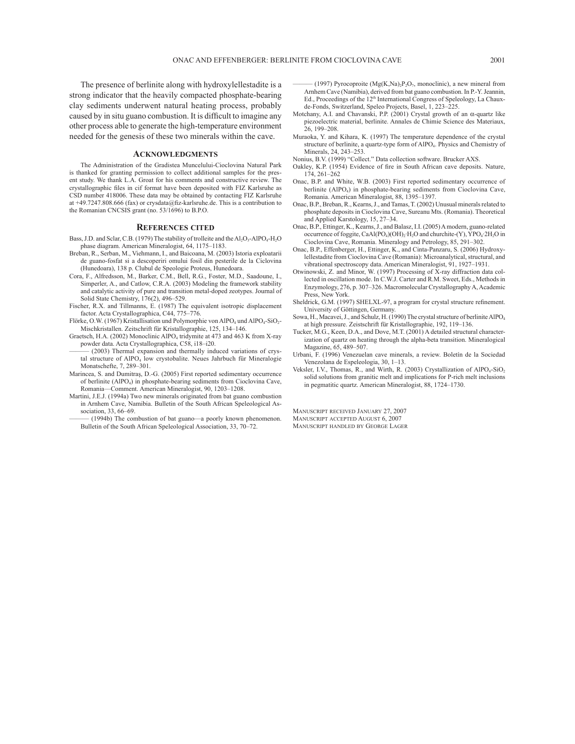The presence of berlinite along with hydroxylellestadite is a strong indicator that the heavily compacted phosphate-bearing clay sediments underwent natural heating process, probably caused by in situ guano combustion. It is difficult to imagine any other process able to generate the high-temperature environment needed for the genesis of these two minerals within the cave.

## Acknowledgments

The Administration of the Gradistea Muncelului-Cioclovina Natural Park is thanked for granting permission to collect additional samples for the present study. We thank L.A. Groat for his comments and constructive review. The crystallographic files in cif format have been deposited with FIZ Karlsruhe as CSD number 418006. These data may be obtained by contacting FIZ Karlsruhe at +49.7247.808.666 (fax) or crysdata@fiz-karlsruhe.de. This is a contribution to the Romanian CNCSIS grant (no. 53/1696) to B.P.O.

## References cited

Bass, J.D. and Sclar, C.B. (1979) The stability of trolleite and the $Al_2O_3$-$AlPO_4$-$H_2O$ phase diagram. American Mineralogist, 64, 1175–1183.

Breban, R., Serban, M., Viehmann, I., and Baicoana, M. (2003) Istoria exploatarii de guano-fosfat si a descoperiri omului fosil din pesterile de la Ciclovina (Hunedoara), 138 p. Clubul de Speologie Proteus, Hunedoara.

Cora, F., Alfredsson, M., Barker, C.M., Bell, R.G., Foster, M.D., Saadoune, I., Simperler, A., and Catlow, C.R.A. (2003) Modeling the framework stability and catalytic activity of pure and transition metal-doped zeotypes. Journal of Solid State Chemistry, 176(2), 496–529.

Fischer, R.X. and Tillmanns, E. (1987) The equivalent isotropic displacement factor. Acta Crystallographica, C44, 775–776.

Flörke, O.W. (1967) Kristallisation und Polymorphie von $AlPO_4$ und $AlPO_4$-$SiO_2$-Mischkristallen. Zeitschrift für Kristallographie, 125, 134–146.

Graetsch, H.A. (2002) Monoclinic $AlPO_4$ tridymite at 473 and 463 K from X-ray powder data. Acta Crystallographica, C58, i18–i20.

——— (2003) Thermal expansion and thermally induced variations of crystal structure of $AlPO_4$ low crystobalite. Neues Jahrbuch für Mineralogie Monatschefte, 7, 289–301.

Marincea, S. and Dumitraş, D.-G. (2005) First reported sedimentary occurrence of berlinite ($AlPO_4$) in phosphate-bearing sediments from Cioclovina Cave, Romania—Comment. American Mineralogist, 90, 1203–1208.

Martini, J.E.J. (1994a) Two new minerals originated from bat guano combustion in Arnhem Cave, Namibia. Bulletin of the South African Speleological Association, 33, 66–69.

——— (1994b) The combustion of bat guano—a poorly known phenomenon. Bulletin of the South African Speleological Association, 33, 70–72.

——— (1997) Pyrocoproite ($Mg(K,Na)_2P_2O_7$, monoclinic), a new mineral from Arnhem Cave (Namibia), derived from bat guano combustion. In P.-Y. Jeannin, Ed., Proceedings of the 12th International Congress of Speleology, La Chaux-de-Fonds, Switzerland, Speleo Projects, Basel, 1, 223–225.

Motchany, A.I. and Chavanski, P.P. (2001) Crystal growth of an α-quartz like piezoelectric material, berlinite. Annales de Chimie Science des Materiaux, 26, 199–208.

Muraoka, Y. and Kihara, K. (1997) The temperature dependence of the crystal structure of berlinite, a quartz-type form of $AlPO_4$. Physics and Chemistry of Minerals, 24, 243–253.

Nonius, B.V. (1999) "Collect." Data collection software. Brucker AXS.

Oakley, K.P. (1954) Evidence of fire in South African cave deposits. Nature, 174, 261–262

Onac, B.P. and White, W.B. (2003) First reported sedimentary occurrence of berlinite ($AlPO_4$) in phosphate-bearing sediments from Cioclovina Cave, Romania. American Mineralogist, 88, 1395–1397.

Onac, B.P., Breban, R., Kearns, J., and Tamas, T. (2002) Unusual minerals related to phosphate deposits in Cioclovina Cave, Sureanu Mts. (Romania). Theoretical and Applied Karstology, 15, 27–34.

Onac, B.P., Ettinger, K., Kearns, J., and Balasz, I.I. (2005) A modern, guano-related occurrence of foggite, $CaAl(PO_4)(OH)_2{\cdot}H_2O$ and churchite-(Y), $YPO_4{\cdot}2H_2O$ in Cioclovina Cave, Romania. Mineralogy and Petrology, 85, 291–302.

Onac, B.P., Effenberger, H., Ettinger, K., and Cinta-Panzaru, S. (2006) Hydroxylellestadite from Cioclovina Cave (Romania): Microanalytical, structural, and vibrational spectroscopy data. American Mineralogist, 91, 1927–1931.

Otwinowski, Z. and Minor, W. (1997) Processing of X-ray diffraction data collected in oscillation mode. In C.W.J. Carter and R.M. Sweet, Eds., Methods in Enzymology, 276, p. 307–326. Macromolecular Crystallography A, Academic Press, New York.

Sheldrick, G.M. (1997) SHELXL-97, a program for crystal structure refinement. University of Göttingen, Germany.

Sowa, H., Macavei, J., and Schulz, H. (1990) The crystal structure of berlinite $AlPO_4$ at high pressure. Zeistschrift für Kristallographie, 192, 119–136.

Tucker, M.G., Keen, D.A., and Dove, M.T. (2001) A detailed structural characterization of quartz on heating through the alpha-beta transition. Mineralogical Magazine, 65, 489–507.

Urbani, F. (1996) Venezuelan cave minerals, a review. Boletín de la Sociedad Venezolana de Espeleologia, 30, 1–13.

Veksler, I.V., Thomas, R., and Wirth, R. (2003) Crystallization of $AlPO_4$-$SiO_2$ solid solutions from granitic melt and implications for P-rich melt inclusions in pegmatitic quartz. American Mineralogist, 88, 1724–1730.

Manuscript received January 27, 2007
Manuscript accepted August 6, 2007
Manuscript handled by George Lager